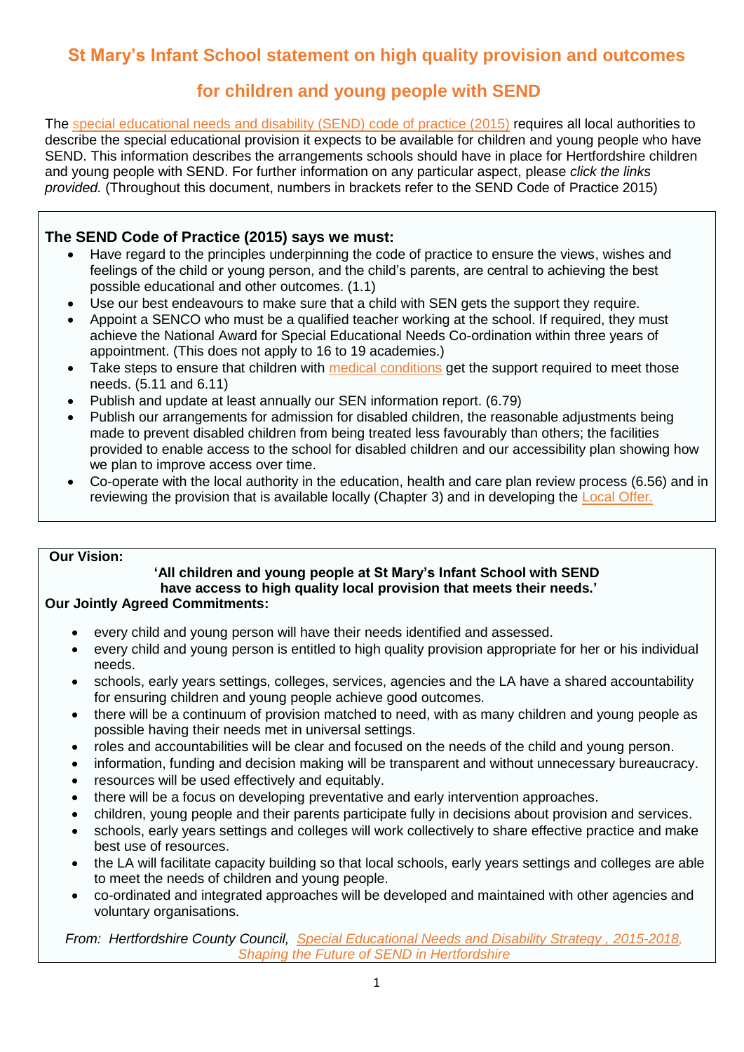# St Mary's Infant School statement on high quality provision and outcomes for children and young people with SEND

The special educational needs and disability (SEND) code of practice (2015) requires all local authorities to describe the special educational provision it expects to be available for children and young people who have SEND. This information describes the arrangements schools should have in place for Hertfordshire children and young people with SEND. For further information on any particular aspect, please *click the links provided.* (Throughout this document, numbers in brackets refer to the SEND Code of Practice 2015)

## The SEND Code of Practice (2015) says we must:

- Have regard to the principles underpinning the code of practice to ensure the views, wishes and feelings of the child or young person, and the child's parents, are central to achieving the best possible educational and other outcomes. (1.1)
- Use our best endeavours to make sure that a child with SEN gets the support they require.
- Appoint a SENCO who must be a qualified teacher working at the school. If required, they must achieve the National Award for Special Educational Needs Co-ordination within three years of appointment. (This does not apply to 16 to 19 academies.)
- Take steps to ensure that children with medical conditions get the support required to meet those needs. (5.11 and 6.11)
- Publish and update at least annually our SEN information report. (6.79)
- Publish our arrangements for admission for disabled children, the reasonable adjustments being made to prevent disabled children from being treated less favourably than others; the facilities provided to enable access to the school for disabled children and our accessibility plan showing how we plan to improve access over time.
- Co-operate with the local authority in the education, health and care plan review process (6.56) and in reviewing the provision that is available locally (Chapter 3) and in developing the Local Offer.

**Our Vision:**

**'All children and young people at St Mary's Infant School with SEND have access to high quality local provision that meets their needs.'**

**Our Jointly Agreed Commitments:**

- every child and young person will have their needs identified and assessed.
- every child and young person is entitled to high quality provision appropriate for her or his individual needs.
- schools, early years settings, colleges, services, agencies and the LA have a shared accountability for ensuring children and young people achieve good outcomes.
- there will be a continuum of provision matched to need, with as many children and young people as possible having their needs met in universal settings.
- roles and accountabilities will be clear and focused on the needs of the child and young person.
- information, funding and decision making will be transparent and without unnecessary bureaucracy.
- resources will be used effectively and equitably.
- there will be a focus on developing preventative and early intervention approaches.
- children, young people and their parents participate fully in decisions about provision and services.
- schools, early years settings and colleges will work collectively to share effective practice and make best use of resources.
- the LA will facilitate capacity building so that local schools, early years settings and colleges are able to meet the needs of children and young people.
- co-ordinated and integrated approaches will be developed and maintained with other agencies and voluntary organisations.

*From: Hertfordshire County Council, Special Educational Needs and Disability Strategy , 2015-2018, Shaping the Future of SEND in Hertfordshire*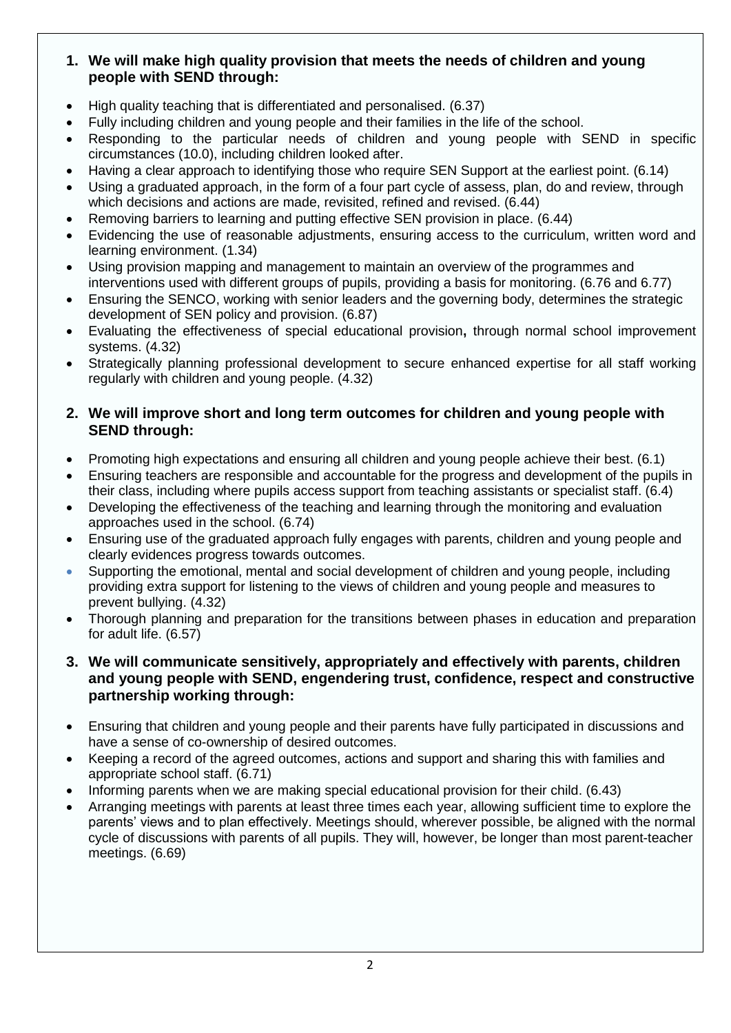1. **We will make high quality provision that meets the needs of children and young people with SEND through:**

- High quality teaching that is differentiated and personalised. (6.37)
- Fully including children and young people and their families in the life of the school.
- Responding to the particular needs of children and young people with SEND in specific circumstances (10.0), including children looked after.
- Having a clear approach to identifying those who require SEN Support at the earliest point. (6.14)
- Using a graduated approach, in the form of a four part cycle of assess, plan, do and review, through which decisions and actions are made, revisited, refined and revised. (6.44)
- Removing barriers to learning and putting effective SEN provision in place. (6.44)
- Evidencing the use of reasonable adjustments, ensuring access to the curriculum, written word and learning environment. (1.34)
- Using provision mapping and management to maintain an overview of the programmes and interventions used with different groups of pupils, providing a basis for monitoring. (6.76 and 6.77)
- Ensuring the SENCO, working with senior leaders and the governing body, determines the strategic development of SEN policy and provision. (6.87)
- Evaluating the effectiveness of special educational provision**,** through normal school improvement systems. (4.32)
- Strategically planning professional development to secure enhanced expertise for all staff working regularly with children and young people. (4.32)

2. **We will improve short and long term outcomes for children and young people with SEND through:**

- Promoting high expectations and ensuring all children and young people achieve their best. (6.1)
- Ensuring teachers are responsible and accountable for the progress and development of the pupils in their class, including where pupils access support from teaching assistants or specialist staff. (6.4)
- Developing the effectiveness of the teaching and learning through the monitoring and evaluation approaches used in the school. (6.74)
- Ensuring use of the graduated approach fully engages with parents, children and young people and clearly evidences progress towards outcomes.
- Supporting the emotional, mental and social development of children and young people, including providing extra support for listening to the views of children and young people and measures to prevent bullying. (4.32)
- Thorough planning and preparation for the transitions between phases in education and preparation for adult life. (6.57)

3. **We will communicate sensitively, appropriately and effectively with parents, children and young people with SEND, engendering trust, confidence, respect and constructive partnership working through:**

- Ensuring that children and young people and their parents have fully participated in discussions and have a sense of co-ownership of desired outcomes.
- Keeping a record of the agreed outcomes, actions and support and sharing this with families and appropriate school staff. (6.71)
- Informing parents when we are making special educational provision for their child. (6.43)
- Arranging meetings with parents at least three times each year, allowing sufficient time to explore the parents' views and to plan effectively. Meetings should, wherever possible, be aligned with the normal cycle of discussions with parents of all pupils. They will, however, be longer than most parent-teacher meetings. (6.69)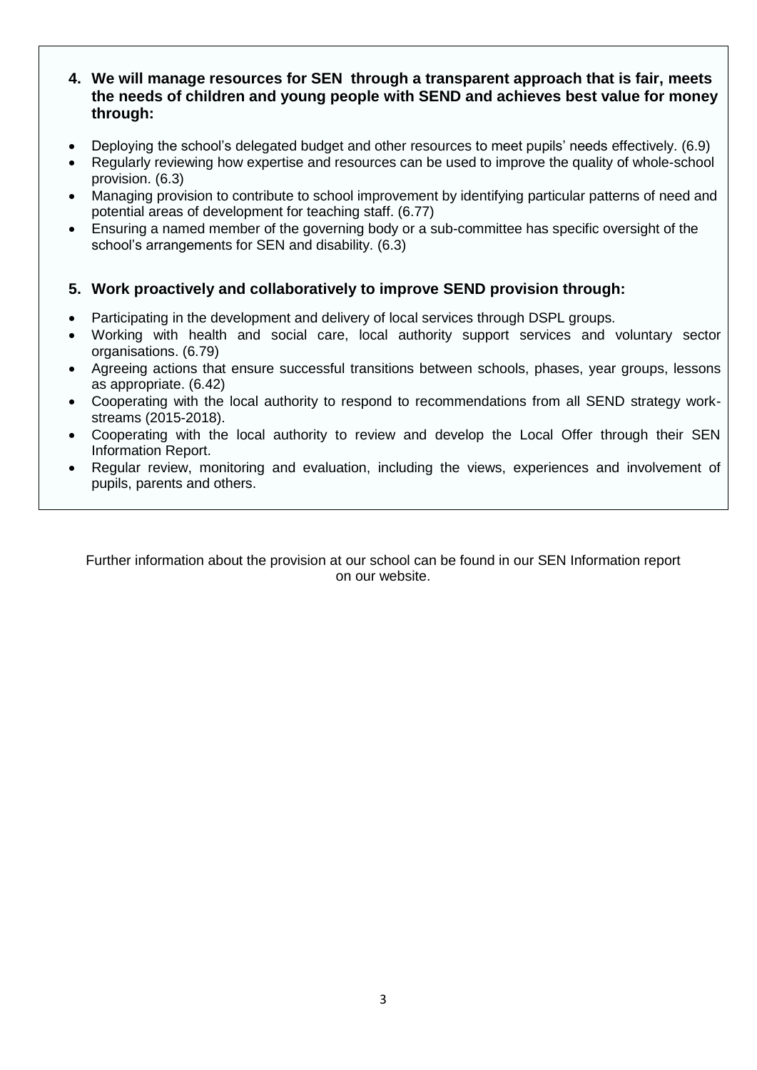4. **We will manage resources for SEN through a transparent approach that is fair, meets the needs of children and young people with SEND and achieves best value for money through:**

- Deploying the school's delegated budget and other resources to meet pupils' needs effectively. (6.9)
- Regularly reviewing how expertise and resources can be used to improve the quality of whole-school provision. (6.3)
- Managing provision to contribute to school improvement by identifying particular patterns of need and potential areas of development for teaching staff. (6.77)
- Ensuring a named member of the governing body or a sub-committee has specific oversight of the school's arrangements for SEN and disability. (6.3)

5. **Work proactively and collaboratively to improve SEND provision through:**

- Participating in the development and delivery of local services through DSPL groups.
- Working with health and social care, local authority support services and voluntary sector organisations. (6.79)
- Agreeing actions that ensure successful transitions between schools, phases, year groups, lessons as appropriate. (6.42)
- Cooperating with the local authority to respond to recommendations from all SEND strategy work-streams (2015-2018).
- Cooperating with the local authority to review and develop the Local Offer through their SEN Information Report.
- Regular review, monitoring and evaluation, including the views, experiences and involvement of pupils, parents and others.

Further information about the provision at our school can be found in our SEN Information report on our website.